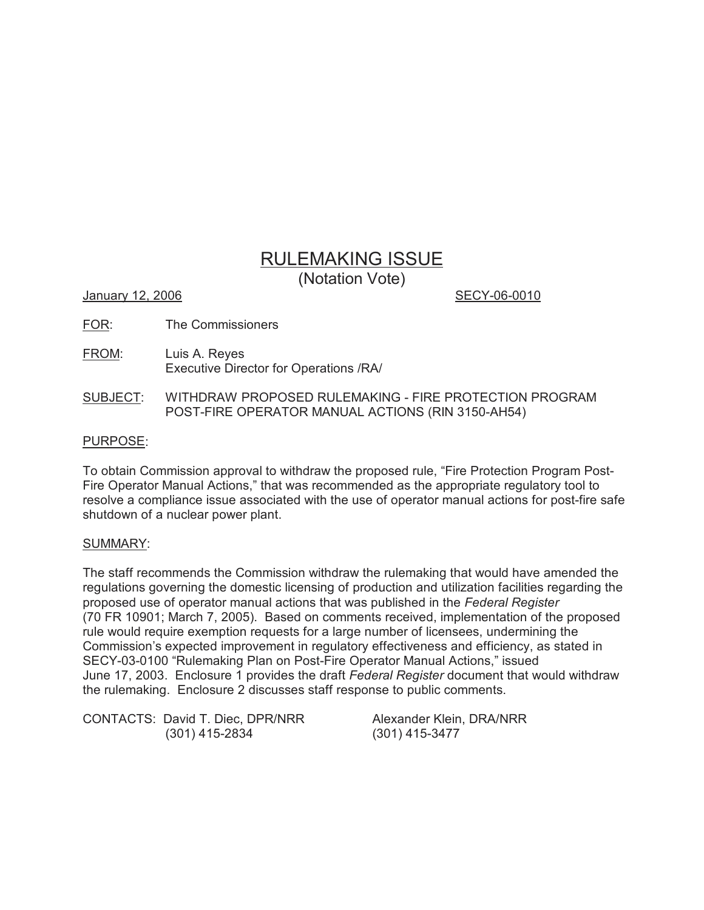# RULEMAKING ISSUE

(Notation Vote)

January 12, 2006 SECY-06-0010

FOR: The Commissioners

FROM: Luis A. Reyes
Executive Director for Operations /RA/

SUBJECT: WITHDRAW PROPOSED RULEMAKING - FIRE PROTECTION PROGRAM POST-FIRE OPERATOR MANUAL ACTIONS (RIN 3150-AH54)

## PURPOSE:

To obtain Commission approval to withdraw the proposed rule, "Fire Protection Program Post-Fire Operator Manual Actions," that was recommended as the appropriate regulatory tool to resolve a compliance issue associated with the use of operator manual actions for post-fire safe shutdown of a nuclear power plant.

## SUMMARY:

The staff recommends the Commission withdraw the rulemaking that would have amended the regulations governing the domestic licensing of production and utilization facilities regarding the proposed use of operator manual actions that was published in the *Federal Register* (70 FR 10901; March 7, 2005). Based on comments received, implementation of the proposed rule would require exemption requests for a large number of licensees, undermining the Commission's expected improvement in regulatory effectiveness and efficiency, as stated in SECY-03-0100 "Rulemaking Plan on Post-Fire Operator Manual Actions," issued June 17, 2003. Enclosure 1 provides the draft *Federal Register* document that would withdraw the rulemaking. Enclosure 2 discusses staff response to public comments.

CONTACTS: David T. Diec, DPR/NRR
(301) 415-2834

Alexander Klein, DRA/NRR
(301) 415-3477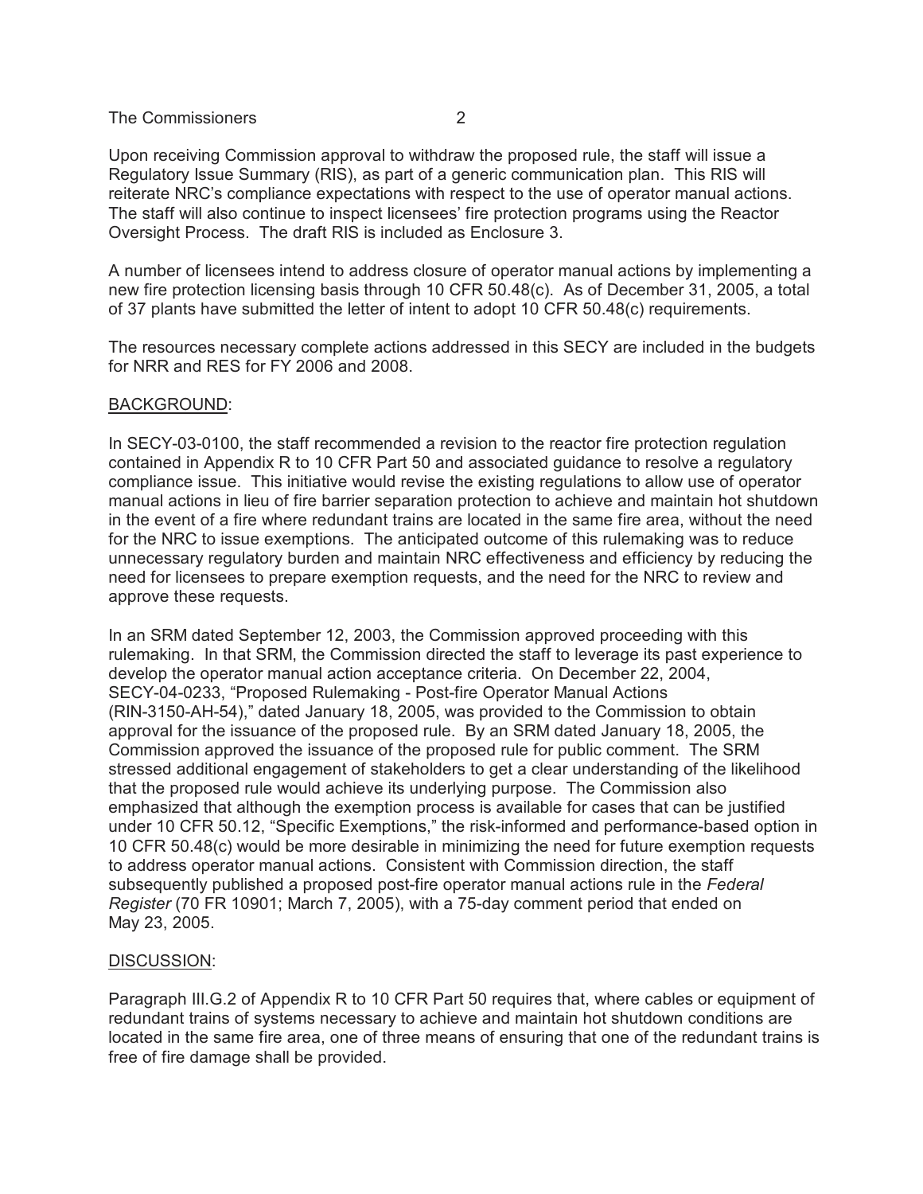Upon receiving Commission approval to withdraw the proposed rule, the staff will issue a Regulatory Issue Summary (RIS), as part of a generic communication plan. This RIS will reiterate NRC's compliance expectations with respect to the use of operator manual actions. The staff will also continue to inspect licensees' fire protection programs using the Reactor Oversight Process. The draft RIS is included as Enclosure 3.

A number of licensees intend to address closure of operator manual actions by implementing a new fire protection licensing basis through 10 CFR 50.48(c). As of December 31, 2005, a total of 37 plants have submitted the letter of intent to adopt 10 CFR 50.48(c) requirements.

The resources necessary complete actions addressed in this SECY are included in the budgets for NRR and RES for FY 2006 and 2008.

## BACKGROUND:

In SECY-03-0100, the staff recommended a revision to the reactor fire protection regulation contained in Appendix R to 10 CFR Part 50 and associated guidance to resolve a regulatory compliance issue. This initiative would revise the existing regulations to allow use of operator manual actions in lieu of fire barrier separation protection to achieve and maintain hot shutdown in the event of a fire where redundant trains are located in the same fire area, without the need for the NRC to issue exemptions. The anticipated outcome of this rulemaking was to reduce unnecessary regulatory burden and maintain NRC effectiveness and efficiency by reducing the need for licensees to prepare exemption requests, and the need for the NRC to review and approve these requests.

In an SRM dated September 12, 2003, the Commission approved proceeding with this rulemaking. In that SRM, the Commission directed the staff to leverage its past experience to develop the operator manual action acceptance criteria. On December 22, 2004, SECY-04-0233, "Proposed Rulemaking - Post-fire Operator Manual Actions (RIN-3150-AH-54)," dated January 18, 2005, was provided to the Commission to obtain approval for the issuance of the proposed rule. By an SRM dated January 18, 2005, the Commission approved the issuance of the proposed rule for public comment. The SRM stressed additional engagement of stakeholders to get a clear understanding of the likelihood that the proposed rule would achieve its underlying purpose. The Commission also emphasized that although the exemption process is available for cases that can be justified under 10 CFR 50.12, "Specific Exemptions," the risk-informed and performance-based option in 10 CFR 50.48(c) would be more desirable in minimizing the need for future exemption requests to address operator manual actions. Consistent with Commission direction, the staff subsequently published a proposed post-fire operator manual actions rule in the *Federal Register* (70 FR 10901; March 7, 2005), with a 75-day comment period that ended on May 23, 2005.

## DISCUSSION:

Paragraph III.G.2 of Appendix R to 10 CFR Part 50 requires that, where cables or equipment of redundant trains of systems necessary to achieve and maintain hot shutdown conditions are located in the same fire area, one of three means of ensuring that one of the redundant trains is free of fire damage shall be provided.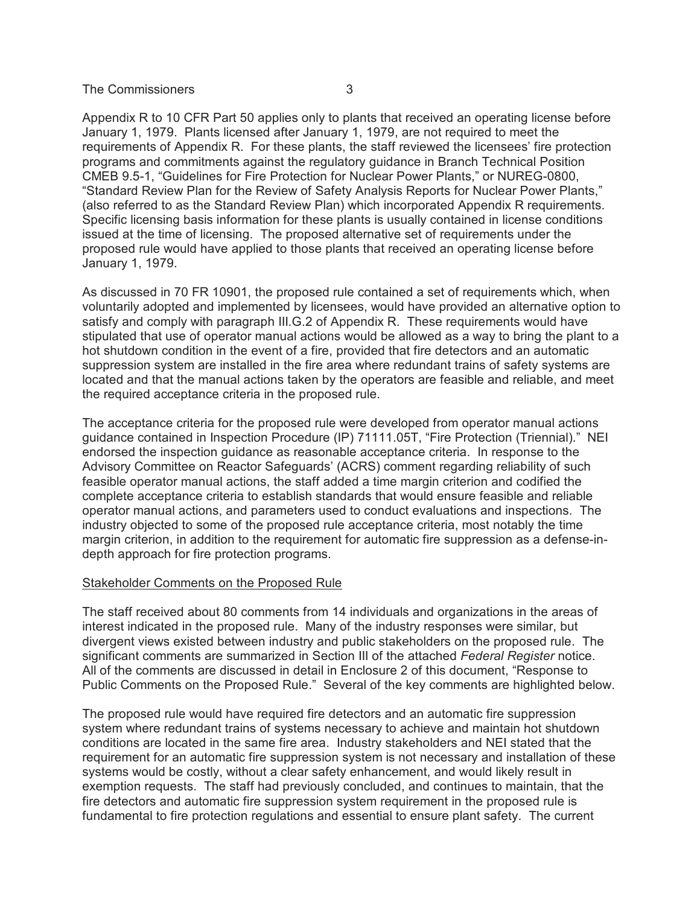Appendix R to 10 CFR Part 50 applies only to plants that received an operating license before January 1, 1979. Plants licensed after January 1, 1979, are not required to meet the requirements of Appendix R. For these plants, the staff reviewed the licensees' fire protection programs and commitments against the regulatory guidance in Branch Technical Position CMEB 9.5-1, "Guidelines for Fire Protection for Nuclear Power Plants," or NUREG-0800, "Standard Review Plan for the Review of Safety Analysis Reports for Nuclear Power Plants," (also referred to as the Standard Review Plan) which incorporated Appendix R requirements. Specific licensing basis information for these plants is usually contained in license conditions issued at the time of licensing. The proposed alternative set of requirements under the proposed rule would have applied to those plants that received an operating license before January 1, 1979.

As discussed in 70 FR 10901, the proposed rule contained a set of requirements which, when voluntarily adopted and implemented by licensees, would have provided an alternative option to satisfy and comply with paragraph III.G.2 of Appendix R. These requirements would have stipulated that use of operator manual actions would be allowed as a way to bring the plant to a hot shutdown condition in the event of a fire, provided that fire detectors and an automatic suppression system are installed in the fire area where redundant trains of safety systems are located and that the manual actions taken by the operators are feasible and reliable, and meet the required acceptance criteria in the proposed rule.

The acceptance criteria for the proposed rule were developed from operator manual actions guidance contained in Inspection Procedure (IP) 71111.05T, "Fire Protection (Triennial)." NEI endorsed the inspection guidance as reasonable acceptance criteria. In response to the Advisory Committee on Reactor Safeguards' (ACRS) comment regarding reliability of such feasible operator manual actions, the staff added a time margin criterion and codified the complete acceptance criteria to establish standards that would ensure feasible and reliable operator manual actions, and parameters used to conduct evaluations and inspections. The industry objected to some of the proposed rule acceptance criteria, most notably the time margin criterion, in addition to the requirement for automatic fire suppression as a defense-in-depth approach for fire protection programs.

<u>Stakeholder Comments on the Proposed Rule</u>

The staff received about 80 comments from 14 individuals and organizations in the areas of interest indicated in the proposed rule. Many of the industry responses were similar, but divergent views existed between industry and public stakeholders on the proposed rule. The significant comments are summarized in Section III of the attached *Federal Register* notice. All of the comments are discussed in detail in Enclosure 2 of this document, "Response to Public Comments on the Proposed Rule." Several of the key comments are highlighted below.

The proposed rule would have required fire detectors and an automatic fire suppression system where redundant trains of systems necessary to achieve and maintain hot shutdown conditions are located in the same fire area. Industry stakeholders and NEI stated that the requirement for an automatic fire suppression system is not necessary and installation of these systems would be costly, without a clear safety enhancement, and would likely result in exemption requests. The staff had previously concluded, and continues to maintain, that the fire detectors and automatic fire suppression system requirement in the proposed rule is fundamental to fire protection regulations and essential to ensure plant safety. The current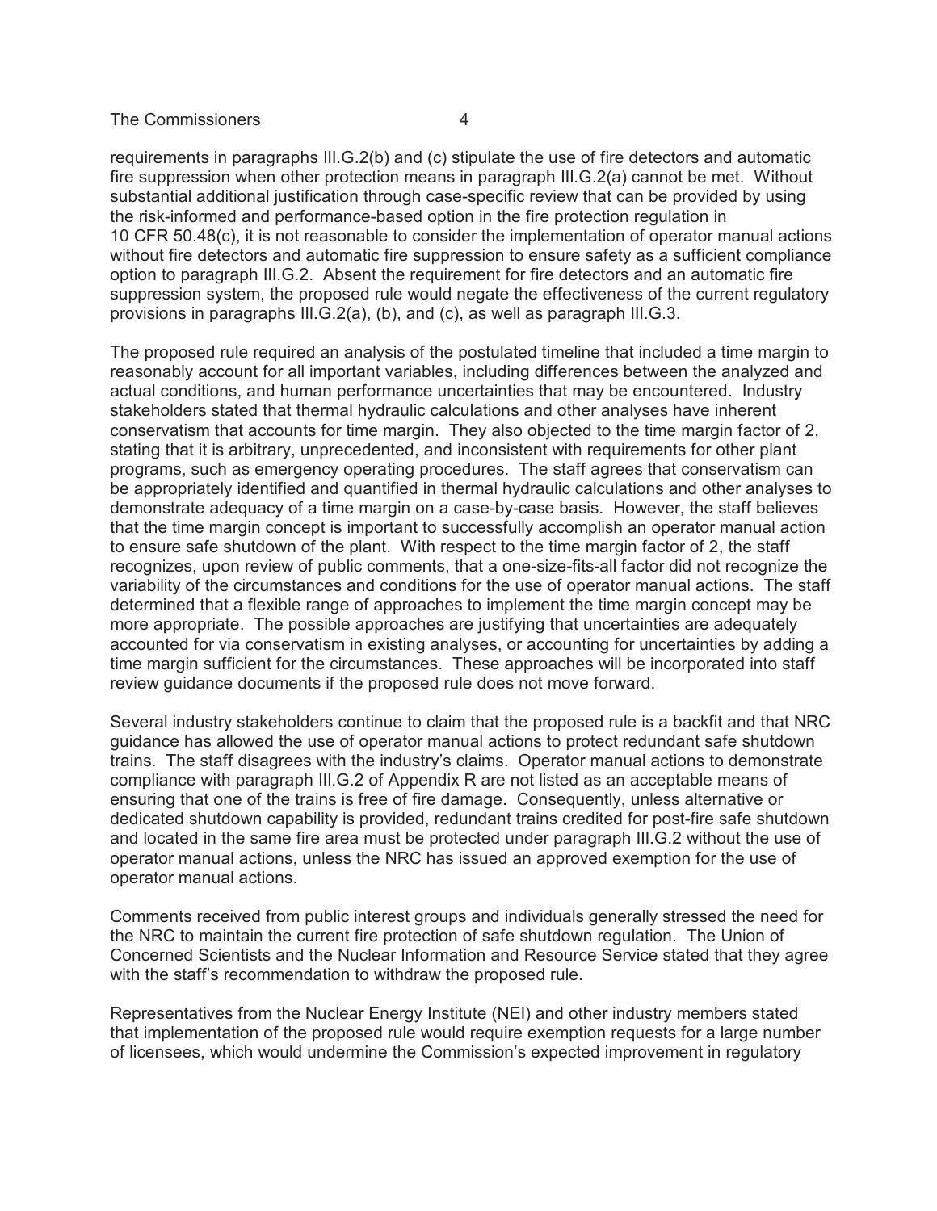requirements in paragraphs III.G.2(b) and (c) stipulate the use of fire detectors and automatic fire suppression when other protection means in paragraph III.G.2(a) cannot be met. Without substantial additional justification through case-specific review that can be provided by using the risk-informed and performance-based option in the fire protection regulation in 10 CFR 50.48(c), it is not reasonable to consider the implementation of operator manual actions without fire detectors and automatic fire suppression to ensure safety as a sufficient compliance option to paragraph III.G.2. Absent the requirement for fire detectors and an automatic fire suppression system, the proposed rule would negate the effectiveness of the current regulatory provisions in paragraphs III.G.2(a), (b), and (c), as well as paragraph III.G.3.

The proposed rule required an analysis of the postulated timeline that included a time margin to reasonably account for all important variables, including differences between the analyzed and actual conditions, and human performance uncertainties that may be encountered. Industry stakeholders stated that thermal hydraulic calculations and other analyses have inherent conservatism that accounts for time margin. They also objected to the time margin factor of 2, stating that it is arbitrary, unprecedented, and inconsistent with requirements for other plant programs, such as emergency operating procedures. The staff agrees that conservatism can be appropriately identified and quantified in thermal hydraulic calculations and other analyses to demonstrate adequacy of a time margin on a case-by-case basis. However, the staff believes that the time margin concept is important to successfully accomplish an operator manual action to ensure safe shutdown of the plant. With respect to the time margin factor of 2, the staff recognizes, upon review of public comments, that a one-size-fits-all factor did not recognize the variability of the circumstances and conditions for the use of operator manual actions. The staff determined that a flexible range of approaches to implement the time margin concept may be more appropriate. The possible approaches are justifying that uncertainties are adequately accounted for via conservatism in existing analyses, or accounting for uncertainties by adding a time margin sufficient for the circumstances. These approaches will be incorporated into staff review guidance documents if the proposed rule does not move forward.

Several industry stakeholders continue to claim that the proposed rule is a backfit and that NRC guidance has allowed the use of operator manual actions to protect redundant safe shutdown trains. The staff disagrees with the industry's claims. Operator manual actions to demonstrate compliance with paragraph III.G.2 of Appendix R are not listed as an acceptable means of ensuring that one of the trains is free of fire damage. Consequently, unless alternative or dedicated shutdown capability is provided, redundant trains credited for post-fire safe shutdown and located in the same fire area must be protected under paragraph III.G.2 without the use of operator manual actions, unless the NRC has issued an approved exemption for the use of operator manual actions.

Comments received from public interest groups and individuals generally stressed the need for the NRC to maintain the current fire protection of safe shutdown regulation. The Union of Concerned Scientists and the Nuclear Information and Resource Service stated that they agree with the staff's recommendation to withdraw the proposed rule.

Representatives from the Nuclear Energy Institute (NEI) and other industry members stated that implementation of the proposed rule would require exemption requests for a large number of licensees, which would undermine the Commission's expected improvement in regulatory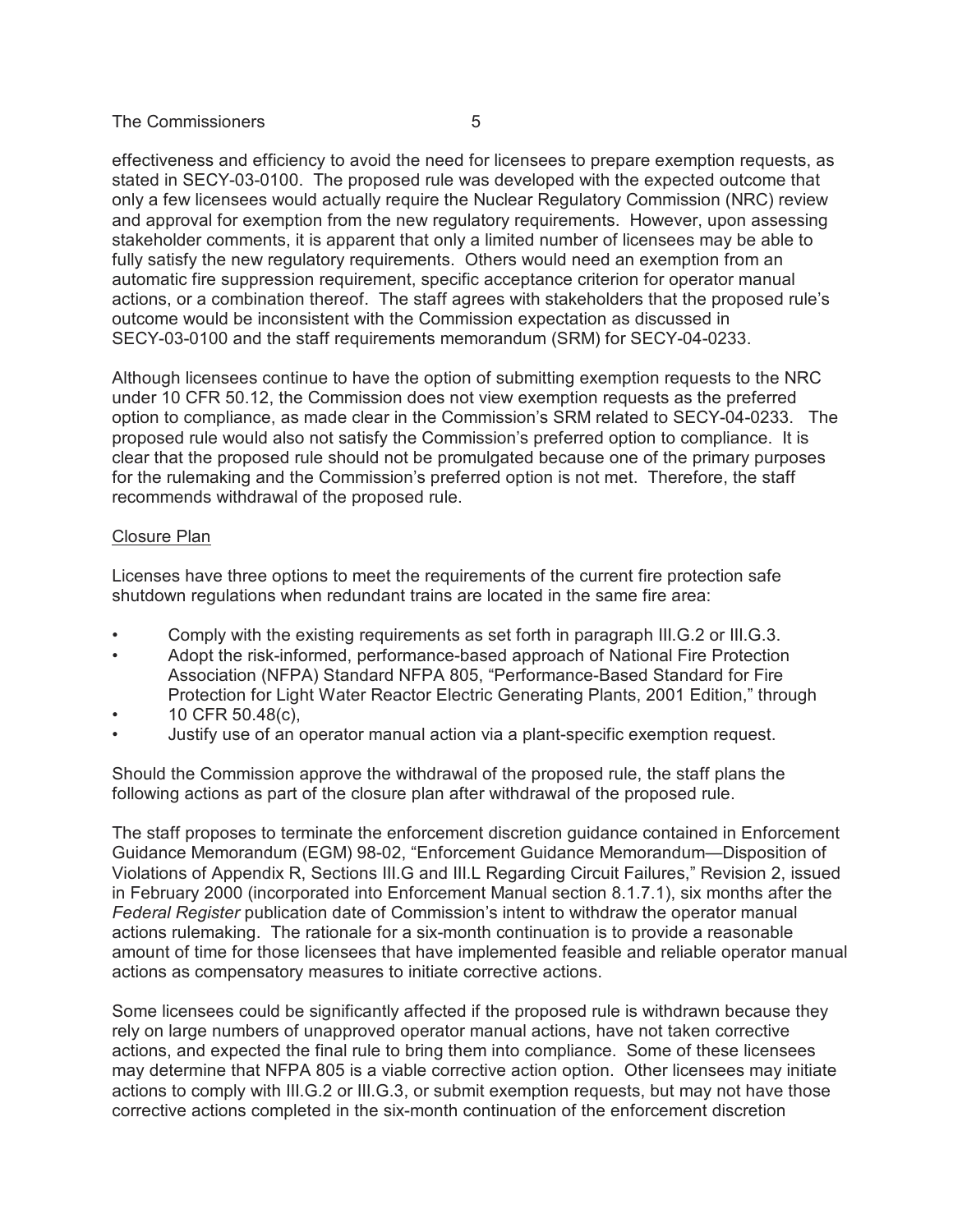effectiveness and efficiency to avoid the need for licensees to prepare exemption requests, as stated in SECY-03-0100. The proposed rule was developed with the expected outcome that only a few licensees would actually require the Nuclear Regulatory Commission (NRC) review and approval for exemption from the new regulatory requirements. However, upon assessing stakeholder comments, it is apparent that only a limited number of licensees may be able to fully satisfy the new regulatory requirements. Others would need an exemption from an automatic fire suppression requirement, specific acceptance criterion for operator manual actions, or a combination thereof. The staff agrees with stakeholders that the proposed rule's outcome would be inconsistent with the Commission expectation as discussed in SECY-03-0100 and the staff requirements memorandum (SRM) for SECY-04-0233.

Although licensees continue to have the option of submitting exemption requests to the NRC under 10 CFR 50.12, the Commission does not view exemption requests as the preferred option to compliance, as made clear in the Commission's SRM related to SECY-04-0233. The proposed rule would also not satisfy the Commission's preferred option to compliance. It is clear that the proposed rule should not be promulgated because one of the primary purposes for the rulemaking and the Commission's preferred option is not met. Therefore, the staff recommends withdrawal of the proposed rule.

<u>Closure Plan</u>

Licenses have three options to meet the requirements of the current fire protection safe shutdown regulations when redundant trains are located in the same fire area:

- Comply with the existing requirements as set forth in paragraph III.G.2 or III.G.3.
- Adopt the risk-informed, performance-based approach of National Fire Protection Association (NFPA) Standard NFPA 805, "Performance-Based Standard for Fire Protection for Light Water Reactor Electric Generating Plants, 2001 Edition," through
- 10 CFR 50.48(c),
- Justify use of an operator manual action via a plant-specific exemption request.

Should the Commission approve the withdrawal of the proposed rule, the staff plans the following actions as part of the closure plan after withdrawal of the proposed rule.

The staff proposes to terminate the enforcement discretion guidance contained in Enforcement Guidance Memorandum (EGM) 98-02, "Enforcement Guidance Memorandum—Disposition of Violations of Appendix R, Sections III.G and III.L Regarding Circuit Failures," Revision 2, issued in February 2000 (incorporated into Enforcement Manual section 8.1.7.1), six months after the *Federal Register* publication date of Commission's intent to withdraw the operator manual actions rulemaking. The rationale for a six-month continuation is to provide a reasonable amount of time for those licensees that have implemented feasible and reliable operator manual actions as compensatory measures to initiate corrective actions.

Some licensees could be significantly affected if the proposed rule is withdrawn because they rely on large numbers of unapproved operator manual actions, have not taken corrective actions, and expected the final rule to bring them into compliance. Some of these licensees may determine that NFPA 805 is a viable corrective action option. Other licensees may initiate actions to comply with III.G.2 or III.G.3, or submit exemption requests, but may not have those corrective actions completed in the six-month continuation of the enforcement discretion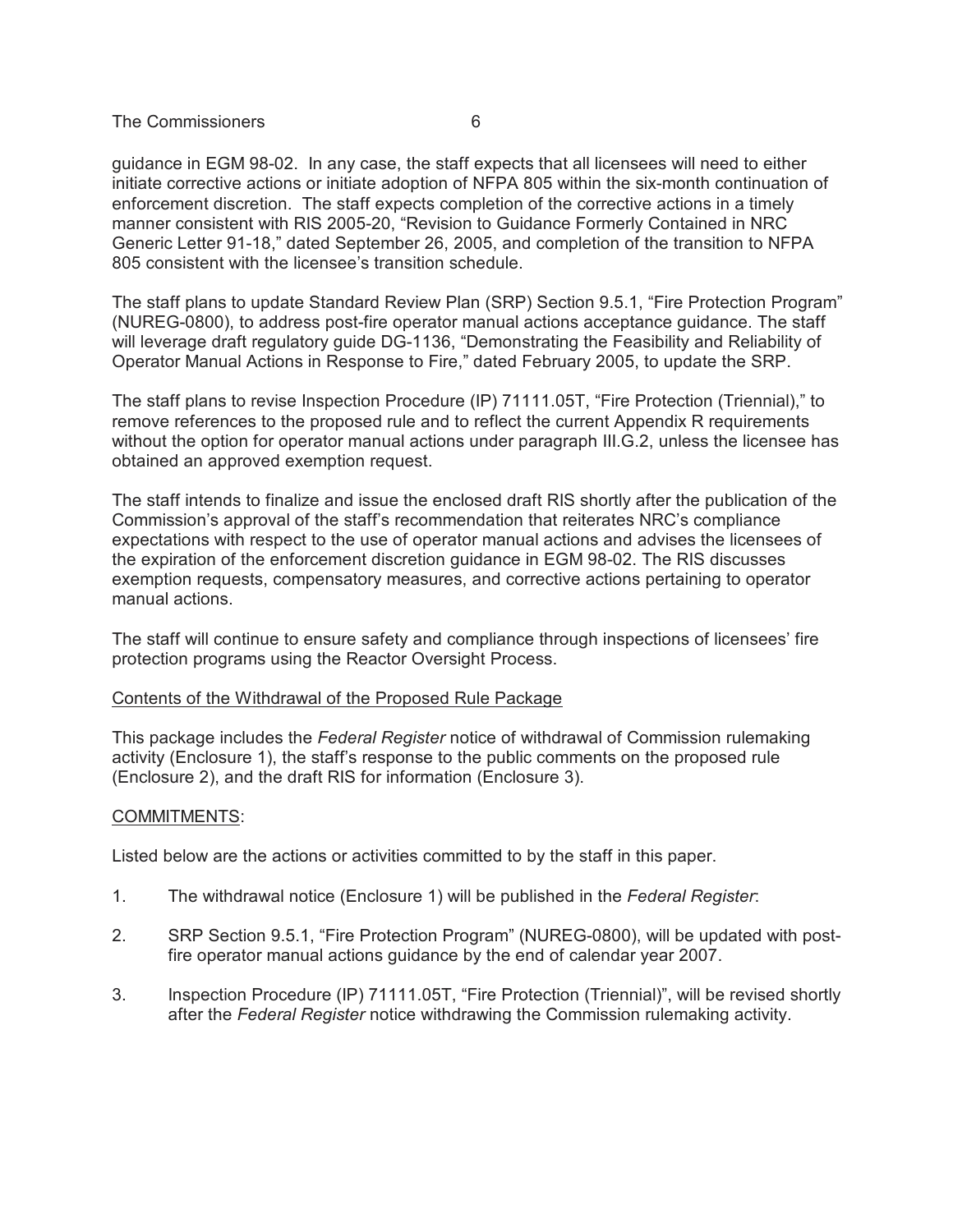guidance in EGM 98-02. In any case, the staff expects that all licensees will need to either initiate corrective actions or initiate adoption of NFPA 805 within the six-month continuation of enforcement discretion. The staff expects completion of the corrective actions in a timely manner consistent with RIS 2005-20, "Revision to Guidance Formerly Contained in NRC Generic Letter 91-18," dated September 26, 2005, and completion of the transition to NFPA 805 consistent with the licensee's transition schedule.

The staff plans to update Standard Review Plan (SRP) Section 9.5.1, "Fire Protection Program" (NUREG-0800), to address post-fire operator manual actions acceptance guidance. The staff will leverage draft regulatory guide DG-1136, "Demonstrating the Feasibility and Reliability of Operator Manual Actions in Response to Fire," dated February 2005, to update the SRP.

The staff plans to revise Inspection Procedure (IP) 71111.05T, "Fire Protection (Triennial)," to remove references to the proposed rule and to reflect the current Appendix R requirements without the option for operator manual actions under paragraph III.G.2, unless the licensee has obtained an approved exemption request.

The staff intends to finalize and issue the enclosed draft RIS shortly after the publication of the Commission's approval of the staff's recommendation that reiterates NRC's compliance expectations with respect to the use of operator manual actions and advises the licensees of the expiration of the enforcement discretion guidance in EGM 98-02. The RIS discusses exemption requests, compensatory measures, and corrective actions pertaining to operator manual actions.

The staff will continue to ensure safety and compliance through inspections of licensees' fire protection programs using the Reactor Oversight Process.

<u>Contents of the Withdrawal of the Proposed Rule Package</u>

This package includes the *Federal Register* notice of withdrawal of Commission rulemaking activity (Enclosure 1), the staff's response to the public comments on the proposed rule (Enclosure 2), and the draft RIS for information (Enclosure 3).

<u>COMMITMENTS</u>:

Listed below are the actions or activities committed to by the staff in this paper.

1. The withdrawal notice (Enclosure 1) will be published in the *Federal Register*:

2. SRP Section 9.5.1, "Fire Protection Program" (NUREG-0800), will be updated with post-fire operator manual actions guidance by the end of calendar year 2007.

3. Inspection Procedure (IP) 71111.05T, "Fire Protection (Triennial)", will be revised shortly after the *Federal Register* notice withdrawing the Commission rulemaking activity.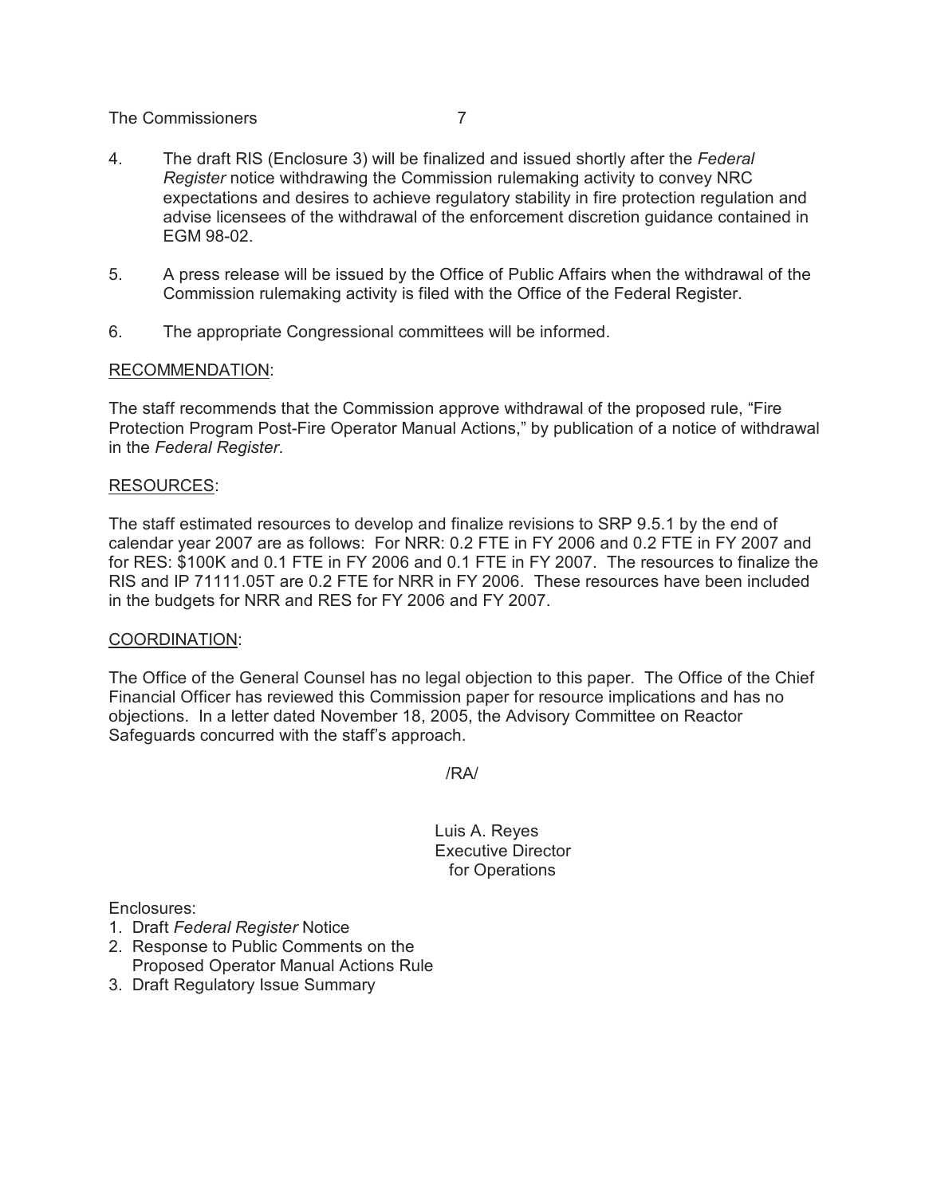4. The draft RIS (Enclosure 3) will be finalized and issued shortly after the *Federal Register* notice withdrawing the Commission rulemaking activity to convey NRC expectations and desires to achieve regulatory stability in fire protection regulation and advise licensees of the withdrawal of the enforcement discretion guidance contained in EGM 98-02.

5. A press release will be issued by the Office of Public Affairs when the withdrawal of the Commission rulemaking activity is filed with the Office of the Federal Register.

6. The appropriate Congressional committees will be informed.

RECOMMENDATION:

The staff recommends that the Commission approve withdrawal of the proposed rule, "Fire Protection Program Post-Fire Operator Manual Actions," by publication of a notice of withdrawal in the *Federal Register*.

RESOURCES:

The staff estimated resources to develop and finalize revisions to SRP 9.5.1 by the end of calendar year 2007 are as follows: For NRR: 0.2 FTE in FY 2006 and 0.2 FTE in FY 2007 and for RES: $100K and 0.1 FTE in FY 2006 and 0.1 FTE in FY 2007. The resources to finalize the RIS and IP 71111.05T are 0.2 FTE for NRR in FY 2006. These resources have been included in the budgets for NRR and RES for FY 2006 and FY 2007.

COORDINATION:

The Office of the General Counsel has no legal objection to this paper. The Office of the Chief Financial Officer has reviewed this Commission paper for resource implications and has no objections. In a letter dated November 18, 2005, the Advisory Committee on Reactor Safeguards concurred with the staff's approach.

/RA/

Luis A. Reyes
Executive Director
for Operations

Enclosures:
1. Draft *Federal Register* Notice
2. Response to Public Comments on the Proposed Operator Manual Actions Rule
3. Draft Regulatory Issue Summary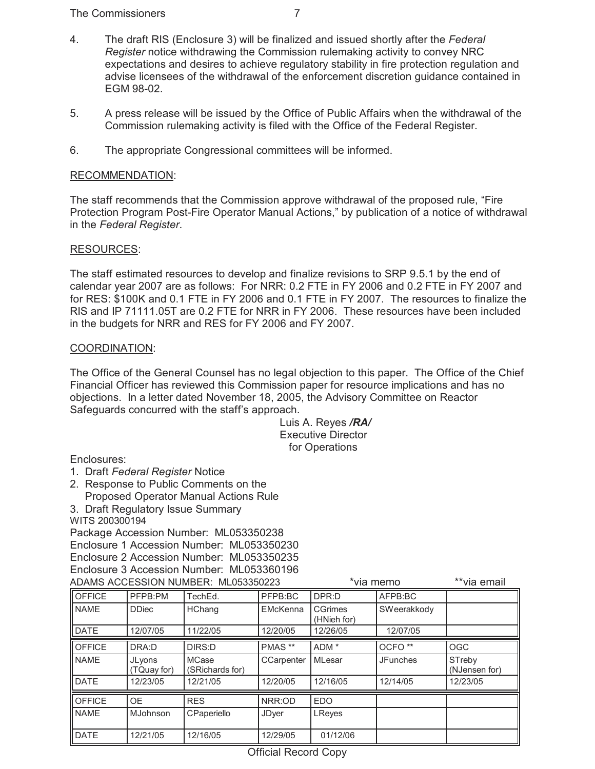4. The draft RIS (Enclosure 3) will be finalized and issued shortly after the *Federal Register* notice withdrawing the Commission rulemaking activity to convey NRC expectations and desires to achieve regulatory stability in fire protection regulation and advise licensees of the withdrawal of the enforcement discretion guidance contained in EGM 98-02.

5. A press release will be issued by the Office of Public Affairs when the withdrawal of the Commission rulemaking activity is filed with the Office of the Federal Register.

6. The appropriate Congressional committees will be informed.

RECOMMENDATION:

The staff recommends that the Commission approve withdrawal of the proposed rule, "Fire Protection Program Post-Fire Operator Manual Actions," by publication of a notice of withdrawal in the *Federal Register*.

RESOURCES:

The staff estimated resources to develop and finalize revisions to SRP 9.5.1 by the end of calendar year 2007 are as follows: For NRR: 0.2 FTE in FY 2006 and 0.2 FTE in FY 2007 and for RES: $100K and 0.1 FTE in FY 2006 and 0.1 FTE in FY 2007. The resources to finalize the RIS and IP 71111.05T are 0.2 FTE for NRR in FY 2006. These resources have been included in the budgets for NRR and RES for FY 2006 and FY 2007.

COORDINATION:

The Office of the General Counsel has no legal objection to this paper. The Office of the Chief Financial Officer has reviewed this Commission paper for resource implications and has no objections. In a letter dated November 18, 2005, the Advisory Committee on Reactor Safeguards concurred with the staff's approach.

Luis A. Reyes ***/RA/***
Executive Director
for Operations

Enclosures:
1. Draft *Federal Register* Notice
2. Response to Public Comments on the Proposed Operator Manual Actions Rule
3. Draft Regulatory Issue Summary

WITS 200300194

Package Accession Number: ML053350238
Enclosure 1 Accession Number: ML053350230
Enclosure 2 Accession Number: ML053350235
Enclosure 3 Accession Number: ML053360196

ADAMS ACCESSION NUMBER: ML053350223 *via memo **via email

| OFFICE | PFPB:PM | TechEd. | PFPB:BC | DPR:D | AFPB:BC | |
|---|---|---|---|---|---|---|
| NAME | DDiec | HChang | EMcKenna | CGrimes (HNieh for) | SWeerakkody | |
| DATE | 12/07/05 | 11/22/05 | 12/20/05 | 12/26/05 | 12/07/05 | |
| OFFICE | DRA:D | DIRS:D | PMAS ** | ADM * | OCFO ** | OGC |
| NAME | JLyons (TQuay for) | MCase (SRichards for) | CCarpenter | MLesar | JFunches | STreby (NJensen for) |
| DATE | 12/23/05 | 12/21/05 | 12/20/05 | 12/16/05 | 12/14/05 | 12/23/05 |
| OFFICE | OE | RES | NRR:OD | EDO | | |
| NAME | MJohnson | CPaperiello | JDyer | LReyes | | |
| DATE | 12/21/05 | 12/16/05 | 12/29/05 | 01/12/06 | | |

Official Record Copy